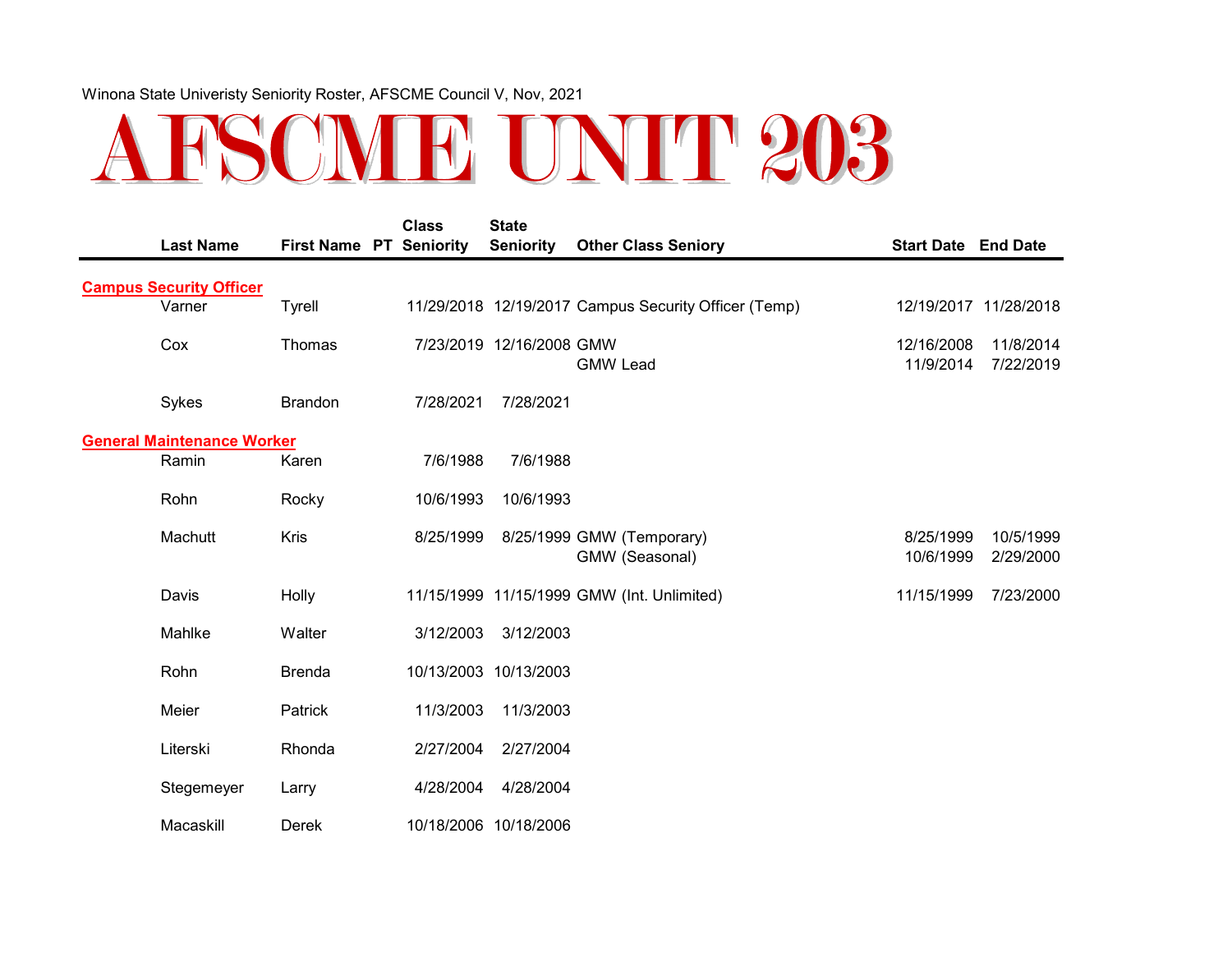Winona State Univeristy Seniority Roster, AFSCME Council V, Nov, 2021

# AFSCME UNIT 203

| Last Name | First Name | PT | Class Seniority | State Seniority | Other Class Seniory | Start Date | End Date |
|---|---|---|---|---|---|---|---|
| **Campus Security Officer** | | | | | | | |
| Varner | Tyrell | | 11/29/2018 | 12/19/2017 | Campus Security Officer (Temp) | 12/19/2017 | 11/28/2018 |
| Cox | Thomas | | 7/23/2019 | 12/16/2008 | GMW | 12/16/2008 | 11/8/2014 |
| | | | | | GMW Lead | 11/9/2014 | 7/22/2019 |
| Sykes | Brandon | | 7/28/2021 | 7/28/2021 | | | |
| **General Maintenance Worker** | | | | | | | |
| Ramin | Karen | | 7/6/1988 | 7/6/1988 | | | |
| Rohn | Rocky | | 10/6/1993 | 10/6/1993 | | | |
| Machutt | Kris | | 8/25/1999 | 8/25/1999 | GMW (Temporary) | 8/25/1999 | 10/5/1999 |
| | | | | | GMW (Seasonal) | 10/6/1999 | 2/29/2000 |
| Davis | Holly | | 11/15/1999 | 11/15/1999 | GMW (Int. Unlimited) | 11/15/1999 | 7/23/2000 |
| Mahlke | Walter | | 3/12/2003 | 3/12/2003 | | | |
| Rohn | Brenda | | 10/13/2003 | 10/13/2003 | | | |
| Meier | Patrick | | 11/3/2003 | 11/3/2003 | | | |
| Literski | Rhonda | | 2/27/2004 | 2/27/2004 | | | |
| Stegemeyer | Larry | | 4/28/2004 | 4/28/2004 | | | |
| Macaskill | Derek | | 10/18/2006 | 10/18/2006 | | | |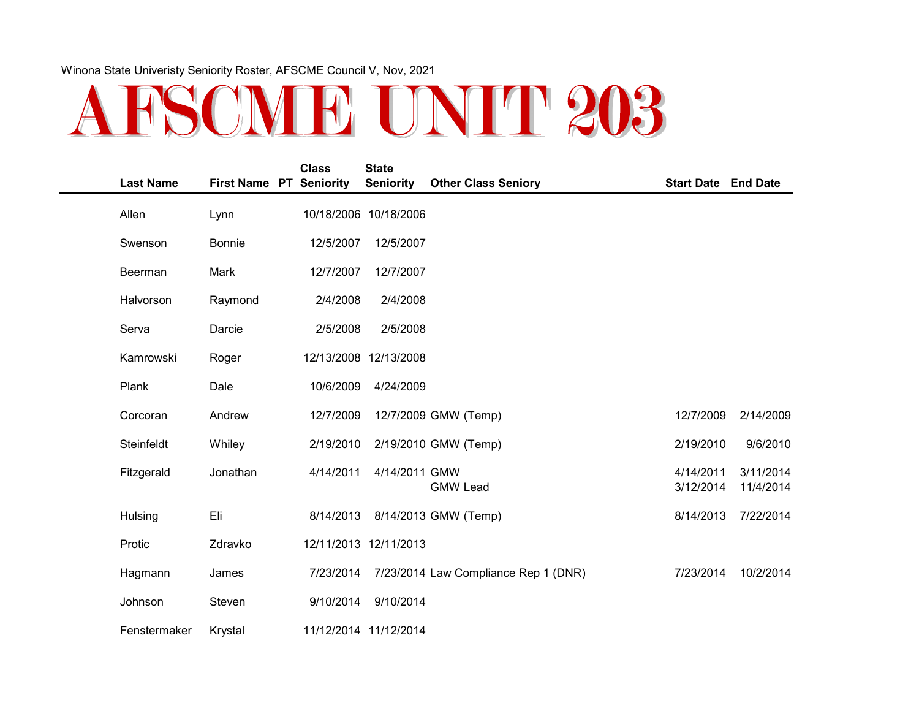Winona State Univeristy Seniority Roster, AFSCME Council V, Nov, 2021

# AFSCME UNIT 203

| Last Name | First Name | PT | Class Seniority | State Seniority | Other Class Seniory | Start Date | End Date |
|---|---|---|---|---|---|---|---|
| Allen | Lynn | | 10/18/2006 | 10/18/2006 | | | |
| Swenson | Bonnie | | 12/5/2007 | 12/5/2007 | | | |
| Beerman | Mark | | 12/7/2007 | 12/7/2007 | | | |
| Halvorson | Raymond | | 2/4/2008 | 2/4/2008 | | | |
| Serva | Darcie | | 2/5/2008 | 2/5/2008 | | | |
| Kamrowski | Roger | | 12/13/2008 | 12/13/2008 | | | |
| Plank | Dale | | 10/6/2009 | 4/24/2009 | | | |
| Corcoran | Andrew | | 12/7/2009 | 12/7/2009 | GMW (Temp) | 12/7/2009 | 2/14/2009 |
| Steinfeldt | Whiley | | 2/19/2010 | 2/19/2010 | GMW (Temp) | 2/19/2010 | 9/6/2010 |
| Fitzgerald | Jonathan | | 4/14/2011 | 4/14/2011 | GMW | 4/14/2011 | 3/11/2014 |
| | | | | | GMW Lead | 3/12/2014 | 11/4/2014 |
| Hulsing | Eli | | 8/14/2013 | 8/14/2013 | GMW (Temp) | 8/14/2013 | 7/22/2014 |
| Protic | Zdravko | | 12/11/2013 | 12/11/2013 | | | |
| Hagmann | James | | 7/23/2014 | 7/23/2014 | Law Compliance Rep 1 (DNR) | 7/23/2014 | 10/2/2014 |
| Johnson | Steven | | 9/10/2014 | 9/10/2014 | | | |
| Fenstermaker | Krystal | | 11/12/2014 | 11/12/2014 | | | |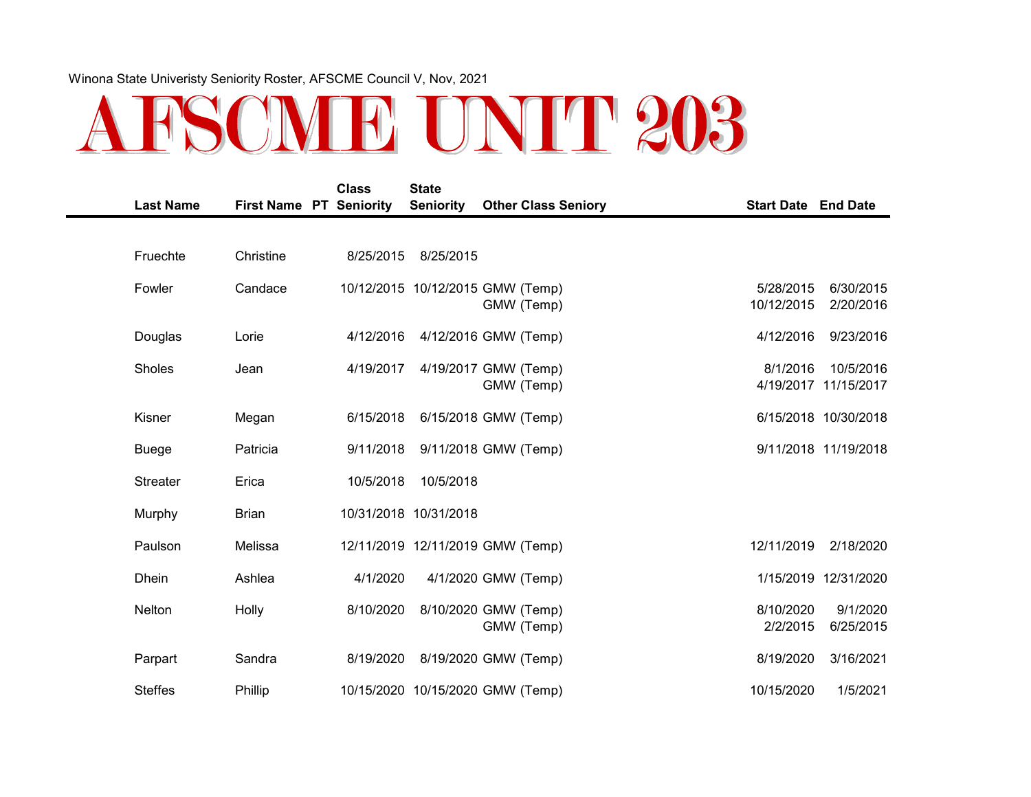Winona State Univeristy Seniority Roster, AFSCME Council V, Nov, 2021

# AFSCME UNIT 203

| Last Name | First Name | PT | Class Seniority | State Seniority | Other Class Seniory | Start Date | End Date |
|---|---|---|---|---|---|---|---|
| Fruechte | Christine | | 8/25/2015 | 8/25/2015 | | | |
| Fowler | Candace | | 10/12/2015 | 10/12/2015 | GMW (Temp) | 5/28/2015 | 6/30/2015 |
| | | | | | GMW (Temp) | 10/12/2015 | 2/20/2016 |
| Douglas | Lorie | | 4/12/2016 | 4/12/2016 | GMW (Temp) | 4/12/2016 | 9/23/2016 |
| Sholes | Jean | | 4/19/2017 | 4/19/2017 | GMW (Temp) | 8/1/2016 | 10/5/2016 |
| | | | | | GMW (Temp) | 4/19/2017 | 11/15/2017 |
| Kisner | Megan | | 6/15/2018 | 6/15/2018 | GMW (Temp) | 6/15/2018 | 10/30/2018 |
| Buege | Patricia | | 9/11/2018 | 9/11/2018 | GMW (Temp) | 9/11/2018 | 11/19/2018 |
| Streater | Erica | | 10/5/2018 | 10/5/2018 | | | |
| Murphy | Brian | | 10/31/2018 | 10/31/2018 | | | |
| Paulson | Melissa | | 12/11/2019 | 12/11/2019 | GMW (Temp) | 12/11/2019 | 2/18/2020 |
| Dhein | Ashlea | | 4/1/2020 | 4/1/2020 | GMW (Temp) | 1/15/2019 | 12/31/2020 |
| Nelton | Holly | | 8/10/2020 | 8/10/2020 | GMW (Temp) | 8/10/2020 | 9/1/2020 |
| | | | | | GMW (Temp) | 2/2/2015 | 6/25/2015 |
| Parpart | Sandra | | 8/19/2020 | 8/19/2020 | GMW (Temp) | 8/19/2020 | 3/16/2021 |
| Steffes | Phillip | | 10/15/2020 | 10/15/2020 | GMW (Temp) | 10/15/2020 | 1/5/2021 |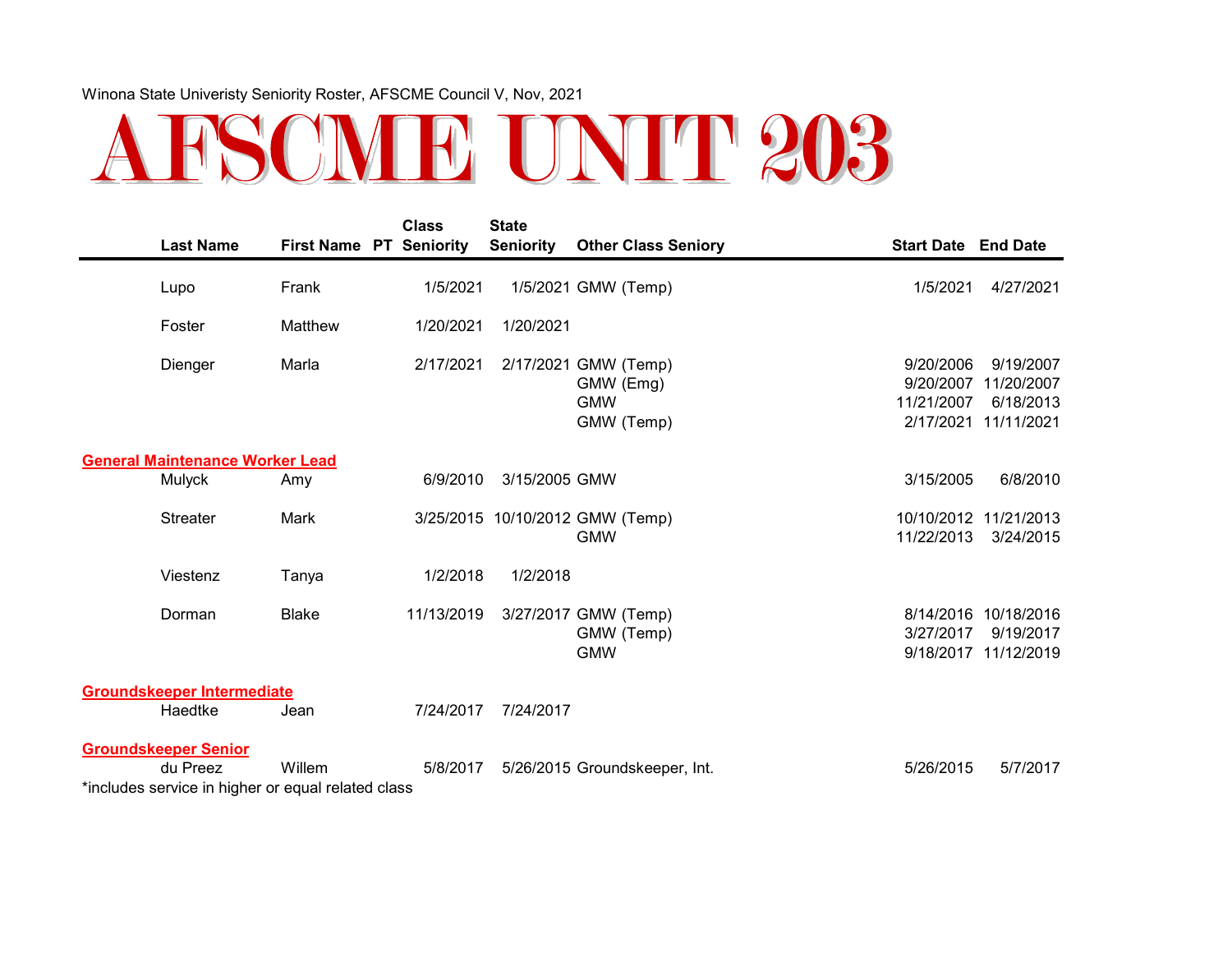Winona State Univeristy Seniority Roster, AFSCME Council V, Nov, 2021

# AFSCME UNIT 203

| Last Name | First Name | PT | Class Seniority | State Seniority | Other Class Seniory | Start Date | End Date |
|---|---|---|---|---|---|---|---|
| Lupo | Frank | | 1/5/2021 | 1/5/2021 | GMW (Temp) | 1/5/2021 | 4/27/2021 |
| Foster | Matthew | | 1/20/2021 | 1/20/2021 | | | |
| Dienger | Marla | | 2/17/2021 | 2/17/2021 | GMW (Temp) | 9/20/2006 | 9/19/2007 |
| | | | | | GMW (Emg) | 9/20/2007 | 11/20/2007 |
| | | | | | GMW | 11/21/2007 | 6/18/2013 |
| | | | | | GMW (Temp) | 2/17/2021 | 11/11/2021 |
| **General Maintenance Worker Lead** | | | | | | | |
| Mulyck | Amy | | 6/9/2010 | 3/15/2005 | GMW | 3/15/2005 | 6/8/2010 |
| Streater | Mark | | 3/25/2015 | 10/10/2012 | GMW (Temp) | 10/10/2012 | 11/21/2013 |
| | | | | | GMW | 11/22/2013 | 3/24/2015 |
| Viestenz | Tanya | | 1/2/2018 | 1/2/2018 | | | |
| Dorman | Blake | | 11/13/2019 | 3/27/2017 | GMW (Temp) | 8/14/2016 | 10/18/2016 |
| | | | | | GMW (Temp) | 3/27/2017 | 9/19/2017 |
| | | | | | GMW | 9/18/2017 | 11/12/2019 |
| **Groundskeeper Intermediate** | | | | | | | |
| Haedtke | Jean | | 7/24/2017 | 7/24/2017 | | | |
| **Groundskeeper Senior** | | | | | | | |
| du Preez | Willem | | 5/8/2017 | 5/26/2015 | Groundskeeper, Int. | 5/26/2015 | 5/7/2017 |

*includes service in higher or equal related class